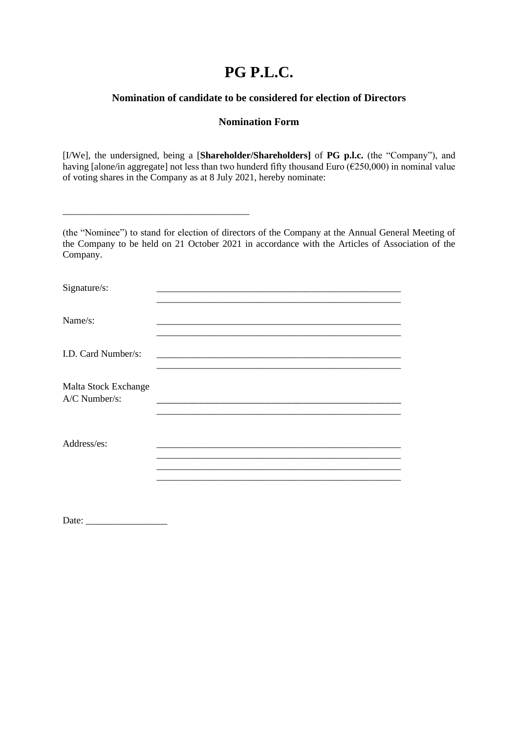# PG P.L.C.

## Nomination of candidate to be considered for election of Directors

### Nomination Form

[I/We], the undersigned, being a [**Shareholder/Shareholders]** of **PG p.l.c.** (the "Company"), and having [alone/in aggregate] not less than two hunderd fifty thousand Euro (€250,000) in nominal value of voting shares in the Company as at 8 July 2021, hereby nominate:

\_\_\_\_\_\_\_\_\_\_\_\_\_\_\_\_\_\_\_\_\_\_\_\_\_\_\_\_\_\_\_\_\_\_\_\_\_\_\_\_

(the "Nominee") to stand for election of directors of the Company at the Annual General Meeting of the Company to be held on 21 October 2021 in accordance with the Articles of Association of the Company.

Signature/s: \_\_\_\_\_\_\_\_\_\_\_\_\_\_\_\_\_\_\_\_\_\_\_\_\_\_\_\_\_\_\_\_\_\_\_\_\_\_\_\_\_\_\_\_\_\_\_\_\_\_\_\_
\_\_\_\_\_\_\_\_\_\_\_\_\_\_\_\_\_\_\_\_\_\_\_\_\_\_\_\_\_\_\_\_\_\_\_\_\_\_\_\_\_\_\_\_\_\_\_\_\_\_\_\_

Name/s: \_\_\_\_\_\_\_\_\_\_\_\_\_\_\_\_\_\_\_\_\_\_\_\_\_\_\_\_\_\_\_\_\_\_\_\_\_\_\_\_\_\_\_\_\_\_\_\_\_\_\_\_
\_\_\_\_\_\_\_\_\_\_\_\_\_\_\_\_\_\_\_\_\_\_\_\_\_\_\_\_\_\_\_\_\_\_\_\_\_\_\_\_\_\_\_\_\_\_\_\_\_\_\_\_

I.D. Card Number/s: \_\_\_\_\_\_\_\_\_\_\_\_\_\_\_\_\_\_\_\_\_\_\_\_\_\_\_\_\_\_\_\_\_\_\_\_\_\_\_\_\_\_\_\_\_\_\_\_\_\_\_\_
\_\_\_\_\_\_\_\_\_\_\_\_\_\_\_\_\_\_\_\_\_\_\_\_\_\_\_\_\_\_\_\_\_\_\_\_\_\_\_\_\_\_\_\_\_\_\_\_\_\_\_\_

Malta Stock Exchange A/C Number/s: \_\_\_\_\_\_\_\_\_\_\_\_\_\_\_\_\_\_\_\_\_\_\_\_\_\_\_\_\_\_\_\_\_\_\_\_\_\_\_\_\_\_\_\_\_\_\_\_\_\_\_\_
\_\_\_\_\_\_\_\_\_\_\_\_\_\_\_\_\_\_\_\_\_\_\_\_\_\_\_\_\_\_\_\_\_\_\_\_\_\_\_\_\_\_\_\_\_\_\_\_\_\_\_\_

Address/es: \_\_\_\_\_\_\_\_\_\_\_\_\_\_\_\_\_\_\_\_\_\_\_\_\_\_\_\_\_\_\_\_\_\_\_\_\_\_\_\_\_\_\_\_\_\_\_\_\_\_\_\_
\_\_\_\_\_\_\_\_\_\_\_\_\_\_\_\_\_\_\_\_\_\_\_\_\_\_\_\_\_\_\_\_\_\_\_\_\_\_\_\_\_\_\_\_\_\_\_\_\_\_\_\_
\_\_\_\_\_\_\_\_\_\_\_\_\_\_\_\_\_\_\_\_\_\_\_\_\_\_\_\_\_\_\_\_\_\_\_\_\_\_\_\_\_\_\_\_\_\_\_\_\_\_\_\_
\_\_\_\_\_\_\_\_\_\_\_\_\_\_\_\_\_\_\_\_\_\_\_\_\_\_\_\_\_\_\_\_\_\_\_\_\_\_\_\_\_\_\_\_\_\_\_\_\_\_\_\_

Date: \_\_\_\_\_\_\_\_\_\_\_\_\_\_\_\_\_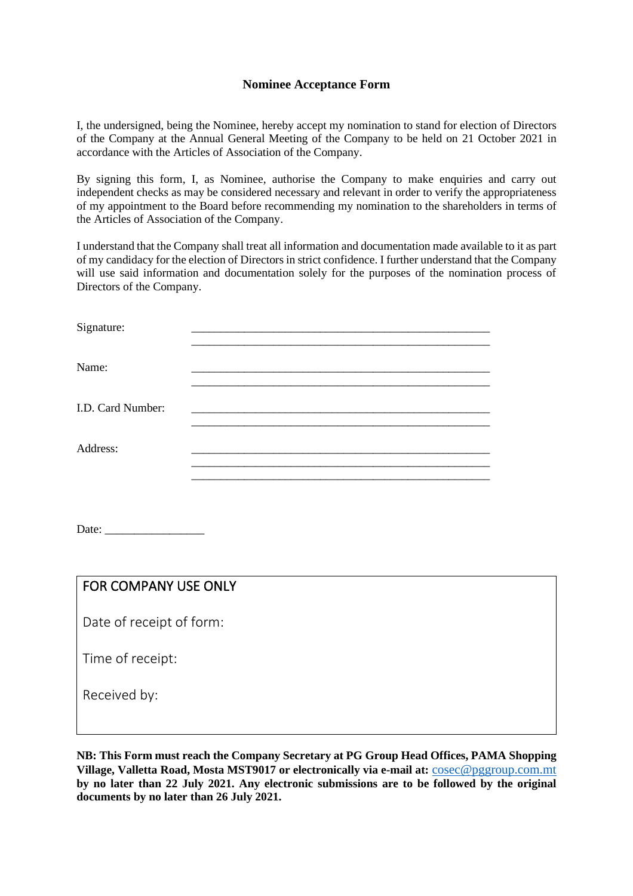# Nominee Acceptance Form

I, the undersigned, being the Nominee, hereby accept my nomination to stand for election of Directors of the Company at the Annual General Meeting of the Company to be held on 21 October 2021 in accordance with the Articles of Association of the Company.

By signing this form, I, as Nominee, authorise the Company to make enquiries and carry out independent checks as may be considered necessary and relevant in order to verify the appropriateness of my appointment to the Board before recommending my nomination to the shareholders in terms of the Articles of Association of the Company.

I understand that the Company shall treat all information and documentation made available to it as part of my candidacy for the election of Directors in strict confidence. I further understand that the Company will use said information and documentation solely for the purposes of the nomination process of Directors of the Company.

Signature: ____________________________________________________
____________________________________________________

Name: ____________________________________________________
____________________________________________________

I.D. Card Number: ____________________________________________________
____________________________________________________

Address: ____________________________________________________
____________________________________________________
____________________________________________________

Date: _________________

| FOR COMPANY USE ONLY |
| --- |
| Date of receipt of form: |
| Time of receipt: |
| Received by: |

**NB: This Form must reach the Company Secretary at PG Group Head Offices, PAMA Shopping Village, Valletta Road, Mosta MST9017 or electronically via e-mail at:** cosec@pggroup.com.mt **by no later than 22 July 2021. Any electronic submissions are to be followed by the original documents by no later than 26 July 2021.**